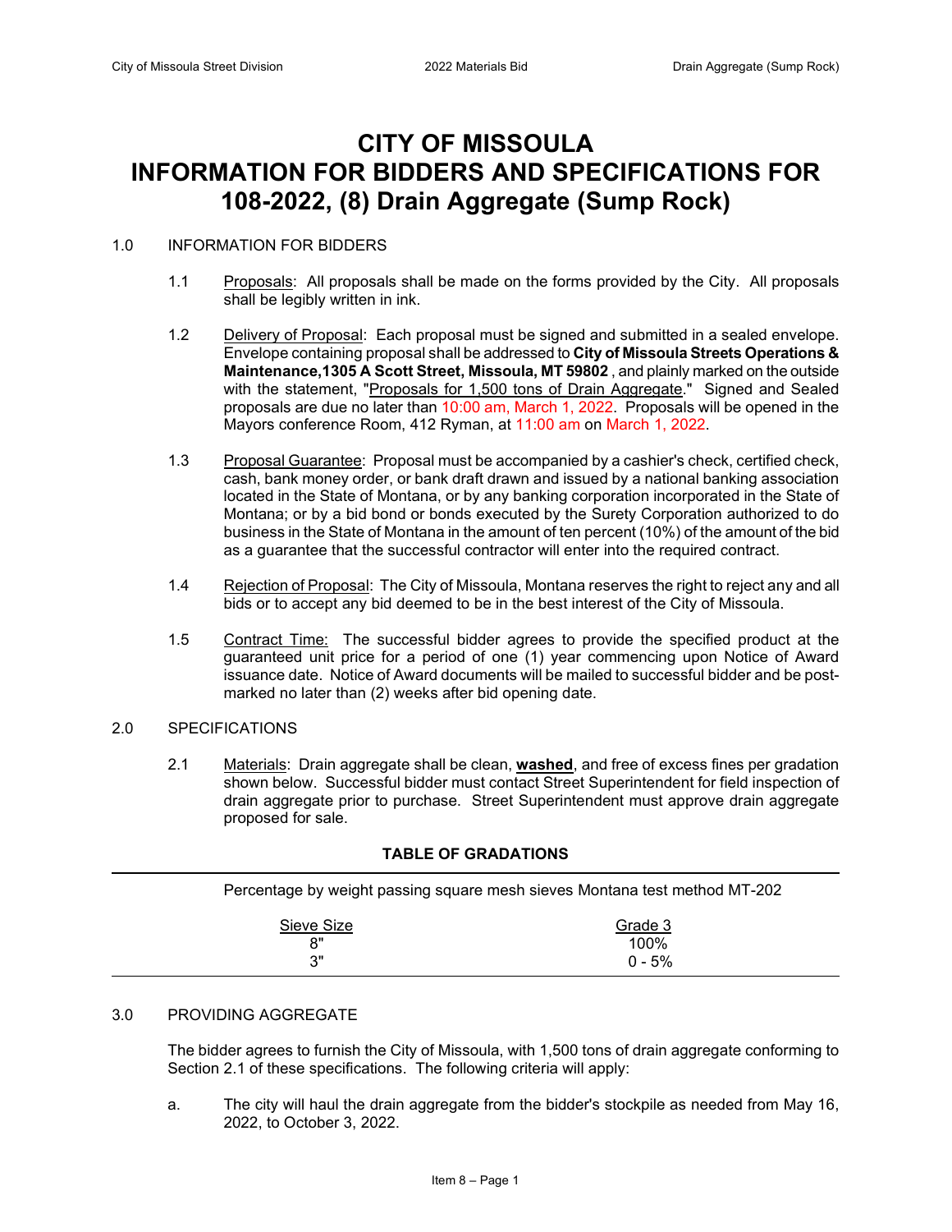# CITY OF MISSOULA INFORMATION FOR BIDDERS AND SPECIFICATIONS FOR 108-2022, (8) Drain Aggregate (Sump Rock)

1.0 INFORMATION FOR BIDDERS

1.1 Proposals: All proposals shall be made on the forms provided by the City. All proposals shall be legibly written in ink.

1.2 Delivery of Proposal: Each proposal must be signed and submitted in a sealed envelope. Envelope containing proposal shall be addressed to **City of Missoula Streets Operations & Maintenance,1305 A Scott Street, Missoula, MT 59802** , and plainly marked on the outside with the statement, "Proposals for 1,500 tons of Drain Aggregate." Signed and Sealed proposals are due no later than 10:00 am, March 1, 2022. Proposals will be opened in the Mayors conference Room, 412 Ryman, at 11:00 am on March 1, 2022.

1.3 Proposal Guarantee: Proposal must be accompanied by a cashier's check, certified check, cash, bank money order, or bank draft drawn and issued by a national banking association located in the State of Montana, or by any banking corporation incorporated in the State of Montana; or by a bid bond or bonds executed by the Surety Corporation authorized to do business in the State of Montana in the amount of ten percent (10%) of the amount of the bid as a guarantee that the successful contractor will enter into the required contract.

1.4 Rejection of Proposal: The City of Missoula, Montana reserves the right to reject any and all bids or to accept any bid deemed to be in the best interest of the City of Missoula.

1.5 Contract Time: The successful bidder agrees to provide the specified product at the guaranteed unit price for a period of one (1) year commencing upon Notice of Award issuance date. Notice of Award documents will be mailed to successful bidder and be post-marked no later than (2) weeks after bid opening date.

2.0 SPECIFICATIONS

2.1 Materials: Drain aggregate shall be clean, **washed**, and free of excess fines per gradation shown below. Successful bidder must contact Street Superintendent for field inspection of drain aggregate prior to purchase. Street Superintendent must approve drain aggregate proposed for sale.

**TABLE OF GRADATIONS**

Percentage by weight passing square mesh sieves Montana test method MT-202

| Sieve Size | Grade 3 |
|---|---|
| 8" | 100% |
| 3" | 0 - 5% |

3.0 PROVIDING AGGREGATE

The bidder agrees to furnish the City of Missoula, with 1,500 tons of drain aggregate conforming to Section 2.1 of these specifications. The following criteria will apply:

a. The city will haul the drain aggregate from the bidder's stockpile as needed from May 16, 2022, to October 3, 2022.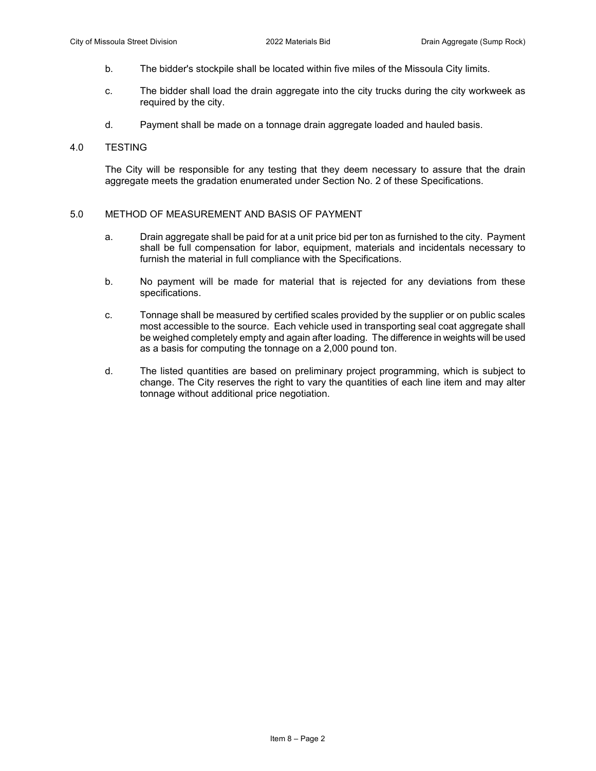b. The bidder's stockpile shall be located within five miles of the Missoula City limits.

c. The bidder shall load the drain aggregate into the city trucks during the city workweek as required by the city.

d. Payment shall be made on a tonnage drain aggregate loaded and hauled basis.

## 4.0 TESTING

The City will be responsible for any testing that they deem necessary to assure that the drain aggregate meets the gradation enumerated under Section No. 2 of these Specifications.

## 5.0 METHOD OF MEASUREMENT AND BASIS OF PAYMENT

a. Drain aggregate shall be paid for at a unit price bid per ton as furnished to the city. Payment shall be full compensation for labor, equipment, materials and incidentals necessary to furnish the material in full compliance with the Specifications.

b. No payment will be made for material that is rejected for any deviations from these specifications.

c. Tonnage shall be measured by certified scales provided by the supplier or on public scales most accessible to the source. Each vehicle used in transporting seal coat aggregate shall be weighed completely empty and again after loading. The difference in weights will be used as a basis for computing the tonnage on a 2,000 pound ton.

d. The listed quantities are based on preliminary project programming, which is subject to change. The City reserves the right to vary the quantities of each line item and may alter tonnage without additional price negotiation.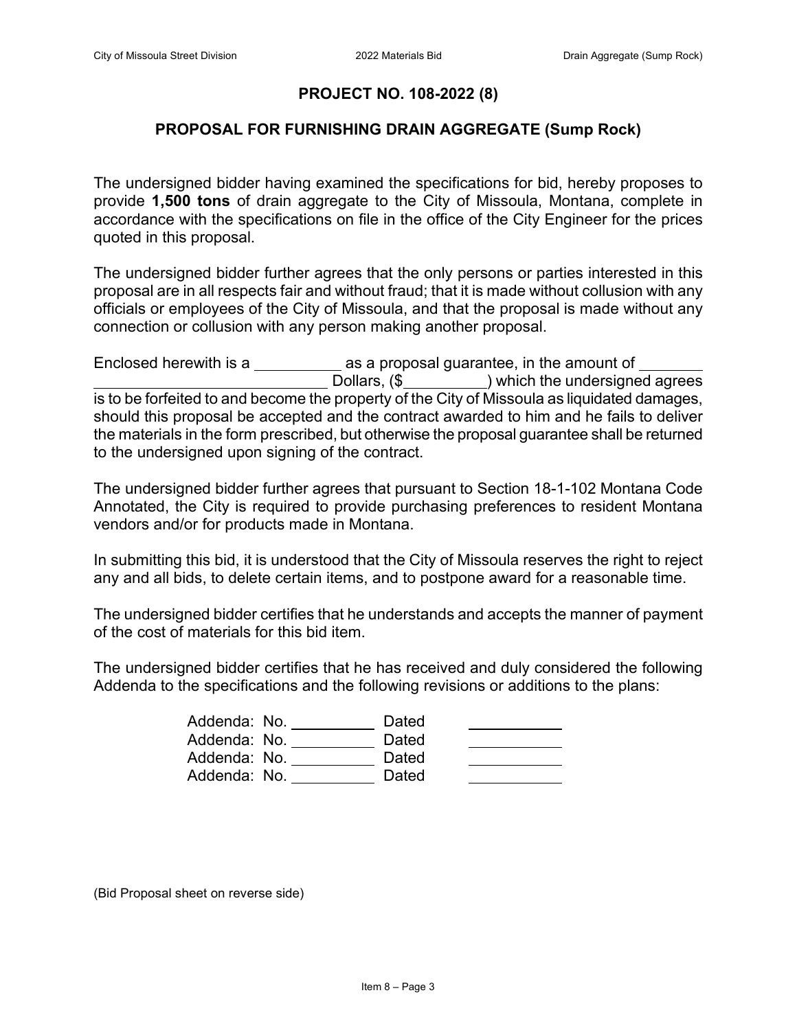## PROJECT NO. 108-2022 (8)

## PROPOSAL FOR FURNISHING DRAIN AGGREGATE (Sump Rock)

The undersigned bidder having examined the specifications for bid, hereby proposes to provide **1,500 tons** of drain aggregate to the City of Missoula, Montana, complete in accordance with the specifications on file in the office of the City Engineer for the prices quoted in this proposal.

The undersigned bidder further agrees that the only persons or parties interested in this proposal are in all respects fair and without fraud; that it is made without collusion with any officials or employees of the City of Missoula, and that the proposal is made without any connection or collusion with any person making another proposal.

Enclosed herewith is a __________ as a proposal guarantee, in the amount of _______ ___________________________ Dollars, ($_________) which the undersigned agrees is to be forfeited to and become the property of the City of Missoula as liquidated damages, should this proposal be accepted and the contract awarded to him and he fails to deliver the materials in the form prescribed, but otherwise the proposal guarantee shall be returned to the undersigned upon signing of the contract.

The undersigned bidder further agrees that pursuant to Section 18-1-102 Montana Code Annotated, the City is required to provide purchasing preferences to resident Montana vendors and/or for products made in Montana.

In submitting this bid, it is understood that the City of Missoula reserves the right to reject any and all bids, to delete certain items, and to postpone award for a reasonable time.

The undersigned bidder certifies that he understands and accepts the manner of payment of the cost of materials for this bid item.

The undersigned bidder certifies that he has received and duly considered the following Addenda to the specifications and the following revisions or additions to the plans:

Addenda: No. __________ Dated __________
Addenda: No. __________ Dated __________
Addenda: No. __________ Dated __________
Addenda: No. __________ Dated __________

(Bid Proposal sheet on reverse side)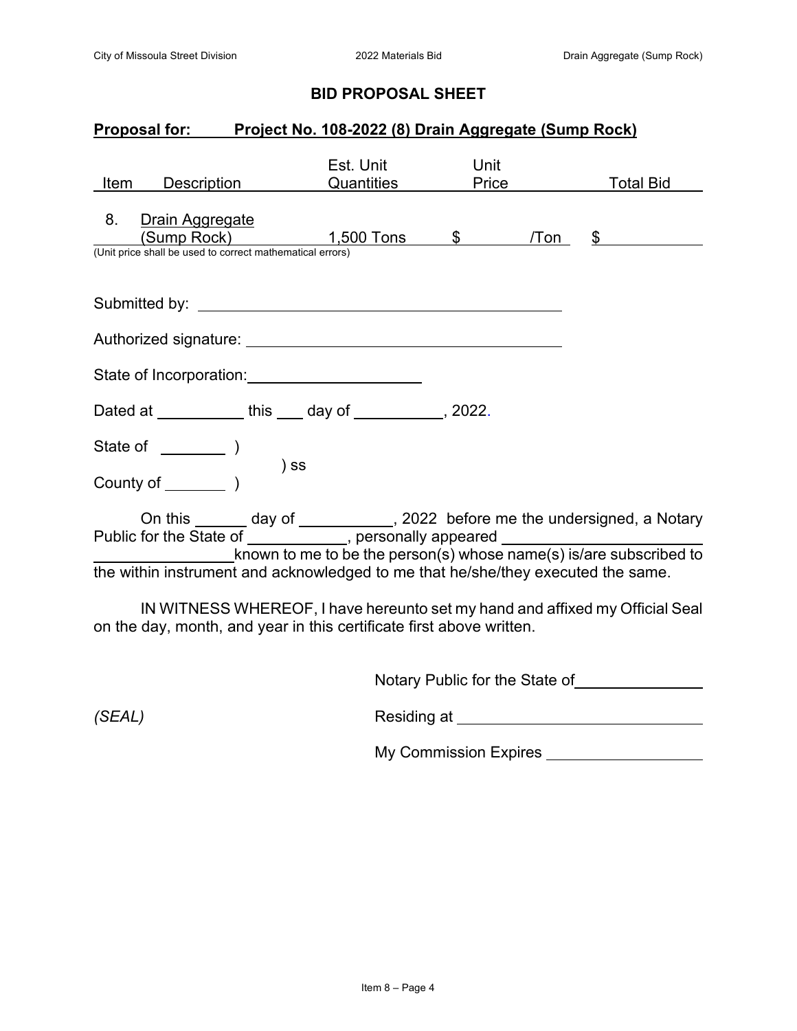## BID PROPOSAL SHEET

**Proposal for: Project No. 108-2022 (8) Drain Aggregate (Sump Rock)**

| Item | Description | Est. Unit Quantities | Unit Price | Total Bid |
|---|---|---|---|---|
| 8. | Drain Aggregate (Sump Rock) | 1,500 Tons | $ /Ton | $ |

(Unit price shall be used to correct mathematical errors)

Submitted by: ______________________________

Authorized signature: ______________________________

State of Incorporation: ____________________

Dated at __________ this ___ day of __________, 2022.

State of ________ )

) ss

County of ________ )

On this ______ day of __________, 2022 before me the undersigned, a Notary Public for the State of __________, personally appeared ____________________ ______________ known to me to be the person(s) whose name(s) is/are subscribed to the within instrument and acknowledged to me that he/she/they executed the same.

IN WITNESS WHEREOF, I have hereunto set my hand and affixed my Official Seal on the day, month, and year in this certificate first above written.

Notary Public for the State of ______________

*(SEAL)*

Residing at ____________________________

My Commission Expires __________________